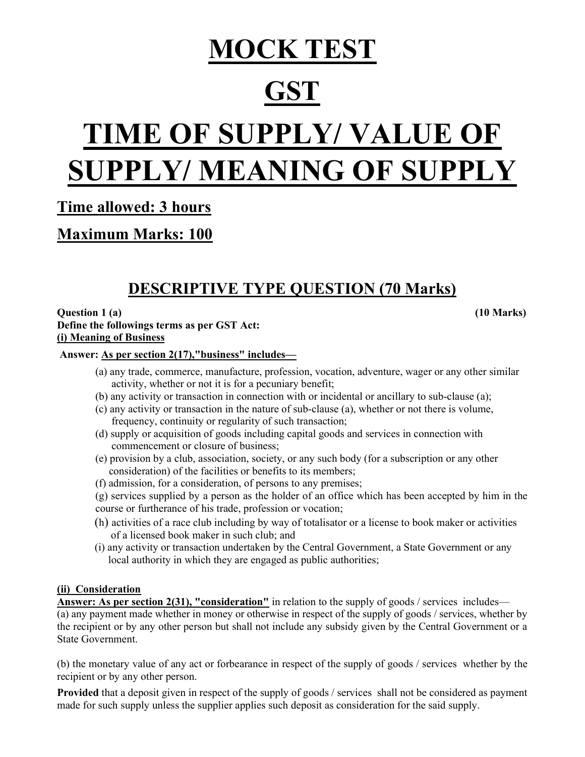# MOCK TEST

# GST

# TIME OF SUPPLY/ VALUE OF SUPPLY/ MEANING OF SUPPLY

## Time allowed: 3 hours

## Maximum Marks: 100

## DESCRIPTIVE TYPE QUESTION (70 Marks)

**Question 1 (a)** **(10 Marks)**

**Define the followings terms as per GST Act:**

**(i) Meaning of Business**

**Answer:** **As per section 2(17),"business" includes—**

(a) any trade, commerce, manufacture, profession, vocation, adventure, wager or any other similar activity, whether or not it is for a pecuniary benefit;

(b) any activity or transaction in connection with or incidental or ancillary to sub-clause (a);

(c) any activity or transaction in the nature of sub-clause (a), whether or not there is volume, frequency, continuity or regularity of such transaction;

(d) supply or acquisition of goods including capital goods and services in connection with commencement or closure of business;

(e) provision by a club, association, society, or any such body (for a subscription or any other consideration) of the facilities or benefits to its members;

(f) admission, for a consideration, of persons to any premises;

(g) services supplied by a person as the holder of an office which has been accepted by him in the course or furtherance of his trade, profession or vocation;

(h) activities of a race club including by way of totalisator or a license to book maker or activities of a licensed book maker in such club; and

(i) any activity or transaction undertaken by the Central Government, a State Government or any local authority in which they are engaged as public authorities;

**(ii) Consideration**

**Answer: As per section 2(31), "consideration"** in relation to the supply of goods / services includes—

(a) any payment made whether in money or otherwise in respect of the supply of goods / services, whether by the recipient or by any other person but shall not include any subsidy given by the Central Government or a State Government.

(b) the monetary value of any act or forbearance in respect of the supply of goods / services whether by the recipient or by any other person.

**Provided** that a deposit given in respect of the supply of goods / services shall not be considered as payment made for such supply unless the supplier applies such deposit as consideration for the said supply.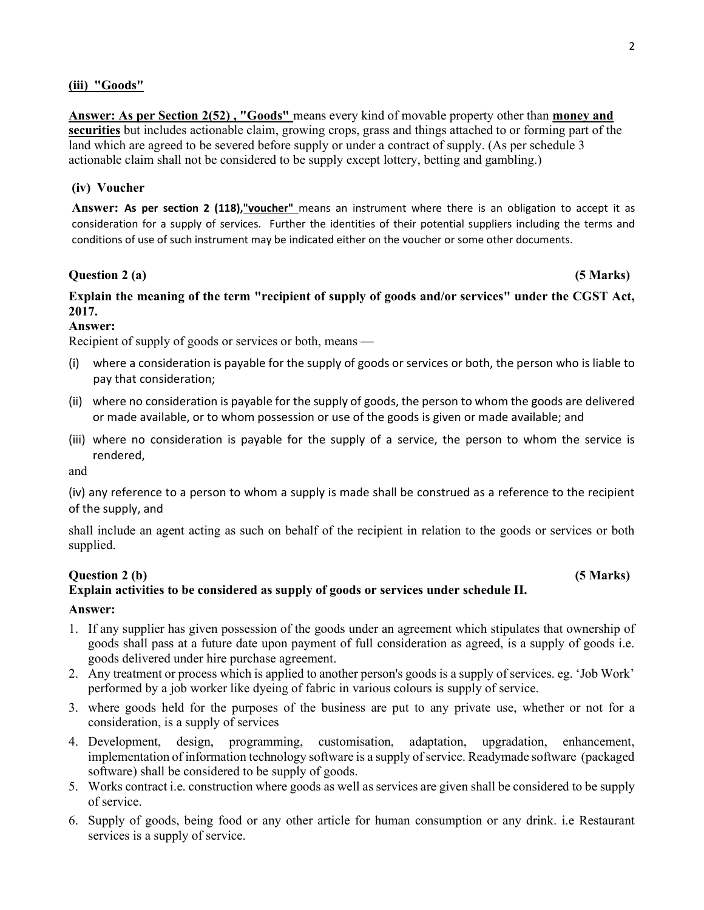**(iii) "Goods"**

**Answer: As per Section 2(52) , "Goods"** means every kind of movable property other than **money and securities** but includes actionable claim, growing crops, grass and things attached to or forming part of the land which are agreed to be severed before supply or under a contract of supply. (As per schedule 3 actionable claim shall not be considered to be supply except lottery, betting and gambling.)

**(iv) Voucher**

**Answer: As per section 2 (118),"voucher"** means an instrument where there is an obligation to accept it as consideration for a supply of services. Further the identities of their potential suppliers including the terms and conditions of use of such instrument may be indicated either on the voucher or some other documents.

**Question 2 (a) (5 Marks)**

**Explain the meaning of the term "recipient of supply of goods and/or services" under the CGST Act, 2017.**

**Answer:**

Recipient of supply of goods or services or both, means —

(i) where a consideration is payable for the supply of goods or services or both, the person who is liable to pay that consideration;

(ii) where no consideration is payable for the supply of goods, the person to whom the goods are delivered or made available, or to whom possession or use of the goods is given or made available; and

(iii) where no consideration is payable for the supply of a service, the person to whom the service is rendered,

and

(iv) any reference to a person to whom a supply is made shall be construed as a reference to the recipient of the supply, and

shall include an agent acting as such on behalf of the recipient in relation to the goods or services or both supplied.

**Question 2 (b) (5 Marks)**

**Explain activities to be considered as supply of goods or services under schedule II.**

**Answer:**

1. If any supplier has given possession of the goods under an agreement which stipulates that ownership of goods shall pass at a future date upon payment of full consideration as agreed, is a supply of goods i.e. goods delivered under hire purchase agreement.
2. Any treatment or process which is applied to another person's goods is a supply of services. eg. 'Job Work' performed by a job worker like dyeing of fabric in various colours is supply of service.
3. where goods held for the purposes of the business are put to any private use, whether or not for a consideration, is a supply of services
4. Development, design, programming, customisation, adaptation, upgradation, enhancement, implementation of information technology software is a supply of service. Readymade software (packaged software) shall be considered to be supply of goods.
5. Works contract i.e. construction where goods as well as services are given shall be considered to be supply of service.
6. Supply of goods, being food or any other article for human consumption or any drink. i.e Restaurant services is a supply of service.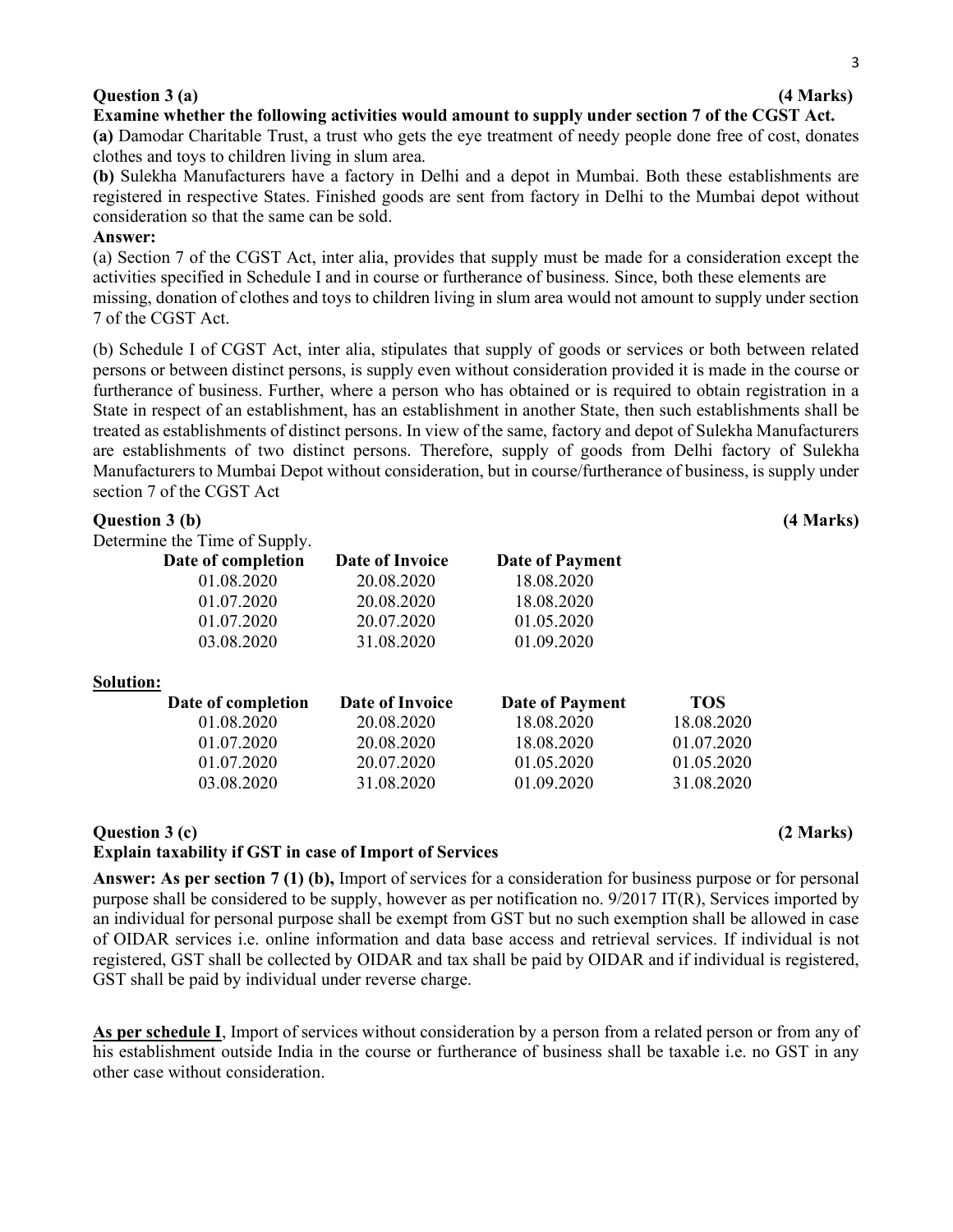**Question 3 (a)** **(4 Marks)**

**Examine whether the following activities would amount to supply under section 7 of the CGST Act.**

**(a)** Damodar Charitable Trust, a trust who gets the eye treatment of needy people done free of cost, donates clothes and toys to children living in slum area.

**(b)** Sulekha Manufacturers have a factory in Delhi and a depot in Mumbai. Both these establishments are registered in respective States. Finished goods are sent from factory in Delhi to the Mumbai depot without consideration so that the same can be sold.

**Answer:**

(a) Section 7 of the CGST Act, inter alia, provides that supply must be made for a consideration except the activities specified in Schedule I and in course or furtherance of business. Since, both these elements are missing, donation of clothes and toys to children living in slum area would not amount to supply under section 7 of the CGST Act.

(b) Schedule I of CGST Act, inter alia, stipulates that supply of goods or services or both between related persons or between distinct persons, is supply even without consideration provided it is made in the course or furtherance of business. Further, where a person who has obtained or is required to obtain registration in a State in respect of an establishment, has an establishment in another State, then such establishments shall be treated as establishments of distinct persons. In view of the same, factory and depot of Sulekha Manufacturers are establishments of two distinct persons. Therefore, supply of goods from Delhi factory of Sulekha Manufacturers to Mumbai Depot without consideration, but in course/furtherance of business, is supply under section 7 of the CGST Act

**Question 3 (b)** **(4 Marks)**

Determine the Time of Supply.

| Date of completion | Date of Invoice | Date of Payment |
|---|---|---|
| 01.08.2020 | 20.08.2020 | 18.08.2020 |
| 01.07.2020 | 20.08.2020 | 18.08.2020 |
| 01.07.2020 | 20.07.2020 | 01.05.2020 |
| 03.08.2020 | 31.08.2020 | 01.09.2020 |

**Solution:**

| Date of completion | Date of Invoice | Date of Payment | TOS |
|---|---|---|---|
| 01.08.2020 | 20.08.2020 | 18.08.2020 | 18.08.2020 |
| 01.07.2020 | 20.08.2020 | 18.08.2020 | 01.07.2020 |
| 01.07.2020 | 20.07.2020 | 01.05.2020 | 01.05.2020 |
| 03.08.2020 | 31.08.2020 | 01.09.2020 | 31.08.2020 |

**Question 3 (c)** **(2 Marks)**

**Explain taxability if GST in case of Import of Services**

**Answer: As per section 7 (1) (b),** Import of services for a consideration for business purpose or for personal purpose shall be considered to be supply, however as per notification no. 9/2017 IT(R), Services imported by an individual for personal purpose shall be exempt from GST but no such exemption shall be allowed in case of OIDAR services i.e. online information and data base access and retrieval services. If individual is not registered, GST shall be collected by OIDAR and tax shall be paid by OIDAR and if individual is registered, GST shall be paid by individual under reverse charge.

**As per schedule I**, Import of services without consideration by a person from a related person or from any of his establishment outside India in the course or furtherance of business shall be taxable i.e. no GST in any other case without consideration.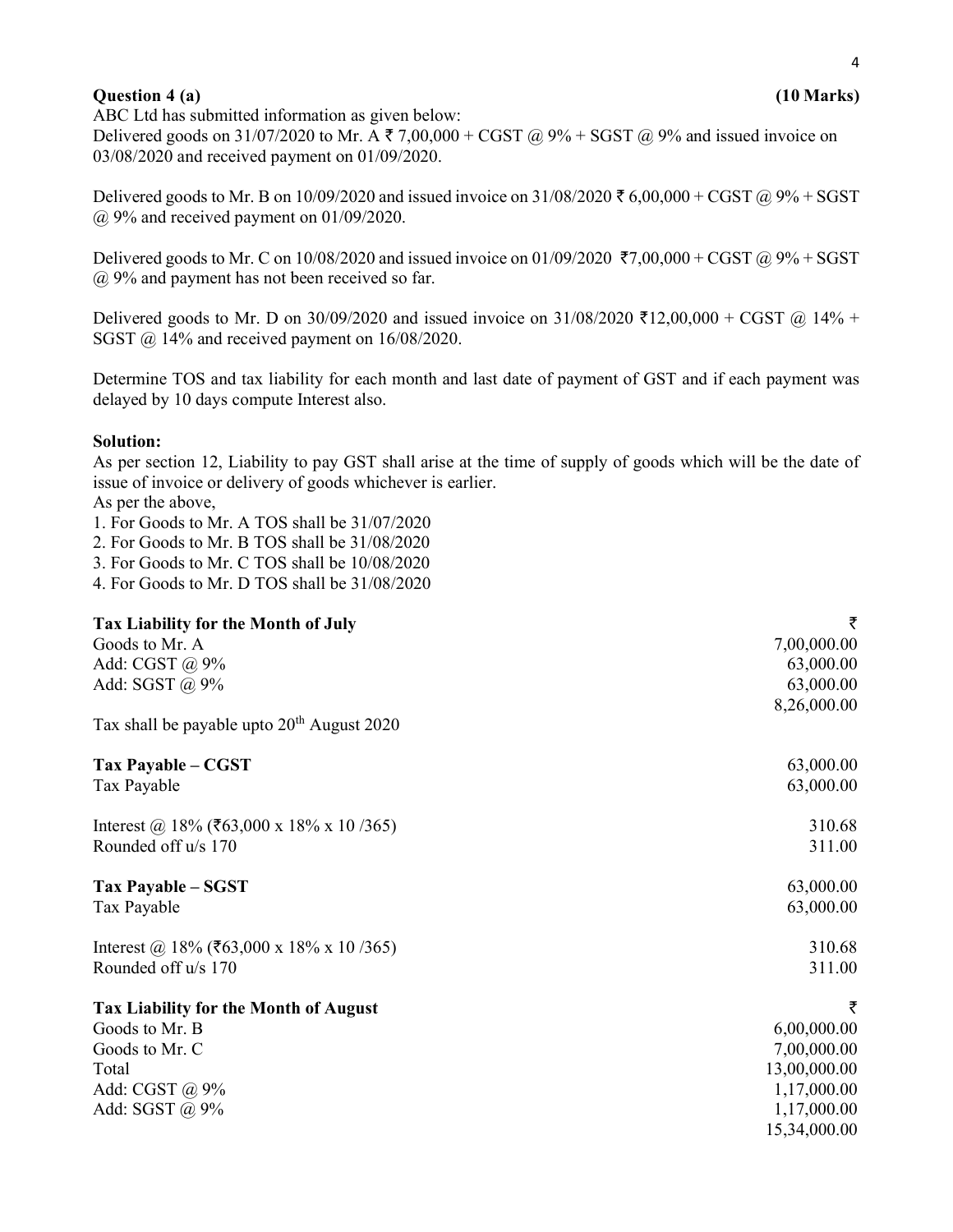**Question 4 (a)** **(10 Marks)**

ABC Ltd has submitted information as given below:

Delivered goods on 31/07/2020 to Mr. A ₹ 7,00,000 + CGST @ 9% + SGST @ 9% and issued invoice on 03/08/2020 and received payment on 01/09/2020.

Delivered goods to Mr. B on 10/09/2020 and issued invoice on 31/08/2020 ₹ 6,00,000 + CGST @ 9% + SGST @ 9% and received payment on 01/09/2020.

Delivered goods to Mr. C on 10/08/2020 and issued invoice on 01/09/2020 ₹7,00,000 + CGST @ 9% + SGST @ 9% and payment has not been received so far.

Delivered goods to Mr. D on 30/09/2020 and issued invoice on 31/08/2020 ₹12,00,000 + CGST @ 14% + SGST @ 14% and received payment on 16/08/2020.

Determine TOS and tax liability for each month and last date of payment of GST and if each payment was delayed by 10 days compute Interest also.

**Solution:**

As per section 12, Liability to pay GST shall arise at the time of supply of goods which will be the date of issue of invoice or delivery of goods whichever is earlier.

As per the above,

1. For Goods to Mr. A TOS shall be 31/07/2020
2. For Goods to Mr. B TOS shall be 31/08/2020
3. For Goods to Mr. C TOS shall be 10/08/2020
4. For Goods to Mr. D TOS shall be 31/08/2020

| **Tax Liability for the Month of July** | ₹ |
|---|---|
| Goods to Mr. A | 7,00,000.00 |
| Add: CGST @ 9% | 63,000.00 |
| Add: SGST @ 9% | 63,000.00 |
| | 8,26,000.00 |

Tax shall be payable upto 20th August 2020

| | |
|---|---|
| **Tax Payable – CGST** | 63,000.00 |
| Tax Payable | 63,000.00 |
| | |
| Interest @ 18% (₹63,000 x 18% x 10 /365) | 310.68 |
| Rounded off u/s 170 | 311.00 |
| | |
| **Tax Payable – SGST** | 63,000.00 |
| Tax Payable | 63,000.00 |
| | |
| Interest @ 18% (₹63,000 x 18% x 10 /365) | 310.68 |
| Rounded off u/s 170 | 311.00 |

| **Tax Liability for the Month of August** | ₹ |
|---|---|
| Goods to Mr. B | 6,00,000.00 |
| Goods to Mr. C | 7,00,000.00 |
| Total | 13,00,000.00 |
| Add: CGST @ 9% | 1,17,000.00 |
| Add: SGST @ 9% | 1,17,000.00 |
| | 15,34,000.00 |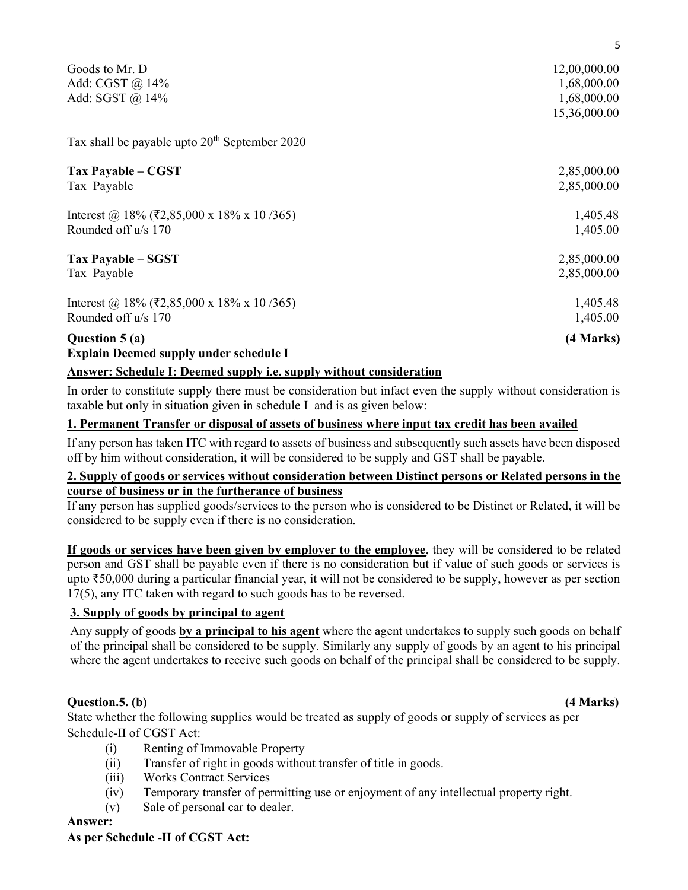| | |
|---|---|
| Goods to Mr. D | 12,00,000.00 |
| Add: CGST @ 14% | 1,68,000.00 |
| Add: SGST @ 14% | 1,68,000.00 |
| | 15,36,000.00 |

Tax shall be payable upto 20th September 2020

| | |
|---|---|
| **Tax Payable – CGST** | 2,85,000.00 |
| Tax Payable | 2,85,000.00 |
| | |
| Interest @ 18% (₹2,85,000 x 18% x 10 /365) | 1,405.48 |
| Rounded off u/s 170 | 1,405.00 |
| | |
| **Tax Payable – SGST** | 2,85,000.00 |
| Tax Payable | 2,85,000.00 |
| | |
| Interest @ 18% (₹2,85,000 x 18% x 10 /365) | 1,405.48 |
| Rounded off u/s 170 | 1,405.00 |

**Question 5 (a)** **(4 Marks)**

**Explain Deemed supply under schedule I**

**Answer: Schedule I: Deemed supply i.e. supply without consideration**

In order to constitute supply there must be consideration but infact even the supply without consideration is taxable but only in situation given in schedule I and is as given below:

**1. Permanent Transfer or disposal of assets of business where input tax credit has been availed**

If any person has taken ITC with regard to assets of business and subsequently such assets have been disposed off by him without consideration, it will be considered to be supply and GST shall be payable.

**2. Supply of goods or services without consideration between Distinct persons or Related persons in the course of business or in the furtherance of business**

If any person has supplied goods/services to the person who is considered to be Distinct or Related, it will be considered to be supply even if there is no consideration.

**If goods or services have been given by employer to the employee**, they will be considered to be related person and GST shall be payable even if there is no consideration but if value of such goods or services is upto ₹50,000 during a particular financial year, it will not be considered to be supply, however as per section 17(5), any ITC taken with regard to such goods has to be reversed.

**3. Supply of goods by principal to agent**

Any supply of goods **by a principal to his agent** where the agent undertakes to supply such goods on behalf of the principal shall be considered to be supply. Similarly any supply of goods by an agent to his principal where the agent undertakes to receive such goods on behalf of the principal shall be considered to be supply.

**Question.5. (b)** **(4 Marks)**

State whether the following supplies would be treated as supply of goods or supply of services as per Schedule-II of CGST Act:

(i) Renting of Immovable Property
(ii) Transfer of right in goods without transfer of title in goods.
(iii) Works Contract Services
(iv) Temporary transfer of permitting use or enjoyment of any intellectual property right.
(v) Sale of personal car to dealer.

**Answer:**

**As per Schedule -II of CGST Act:**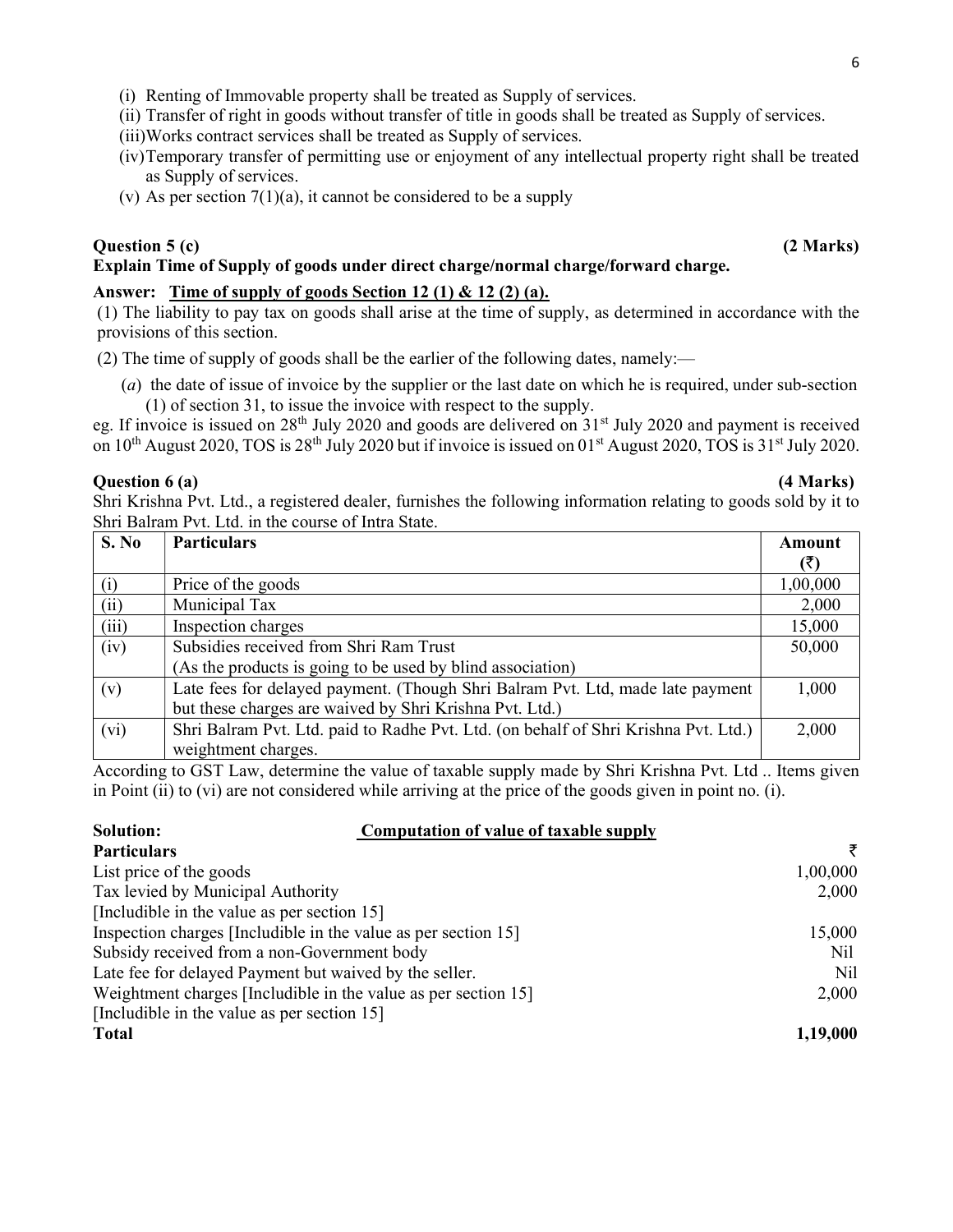(i) Renting of Immovable property shall be treated as Supply of services.
(ii) Transfer of right in goods without transfer of title in goods shall be treated as Supply of services.
(iii)Works contract services shall be treated as Supply of services.
(iv)Temporary transfer of permitting use or enjoyment of any intellectual property right shall be treated as Supply of services.
(v) As per section 7(1)(a), it cannot be considered to be a supply

**Question 5 (c)** **(2 Marks)**

**Explain Time of Supply of goods under direct charge/normal charge/forward charge.**

**Answer:** **Time of supply of goods Section 12 (1) & 12 (2) (a).**

(1) The liability to pay tax on goods shall arise at the time of supply, as determined in accordance with the provisions of this section.

(2) The time of supply of goods shall be the earlier of the following dates, namely:—

(*a*) the date of issue of invoice by the supplier or the last date on which he is required, under sub-section (1) of section 31, to issue the invoice with respect to the supply.

eg. If invoice is issued on 28th July 2020 and goods are delivered on 31st July 2020 and payment is received on 10th August 2020, TOS is 28th July 2020 but if invoice is issued on 01st August 2020, TOS is 31st July 2020.

**Question 6 (a)** **(4 Marks)**

Shri Krishna Pvt. Ltd., a registered dealer, furnishes the following information relating to goods sold by it to Shri Balram Pvt. Ltd. in the course of Intra State.

| S. No | Particulars | Amount (₹) |
|---|---|---|
| (i) | Price of the goods | 1,00,000 |
| (ii) | Municipal Tax | 2,000 |
| (iii) | Inspection charges | 15,000 |
| (iv) | Subsidies received from Shri Ram Trust (As the products is going to be used by blind association) | 50,000 |
| (v) | Late fees for delayed payment. (Though Shri Balram Pvt. Ltd, made late payment but these charges are waived by Shri Krishna Pvt. Ltd.) | 1,000 |
| (vi) | Shri Balram Pvt. Ltd. paid to Radhe Pvt. Ltd. (on behalf of Shri Krishna Pvt. Ltd.) weightment charges. | 2,000 |

According to GST Law, determine the value of taxable supply made by Shri Krishna Pvt. Ltd .. Items given in Point (ii) to (vi) are not considered while arriving at the price of the goods given in point no. (i).

**Solution:** **Computation of value of taxable supply**

| **Particulars** | ₹ |
|---|---|
| List price of the goods | 1,00,000 |
| Tax levied by Municipal Authority [Includible in the value as per section 15] | 2,000 |
| Inspection charges [Includible in the value as per section 15] | 15,000 |
| Subsidy received from a non-Government body | Nil |
| Late fee for delayed Payment but waived by the seller. | Nil |
| Weightment charges [Includible in the value as per section 15] [Includible in the value as per section 15] | 2,000 |
| **Total** | **1,19,000** |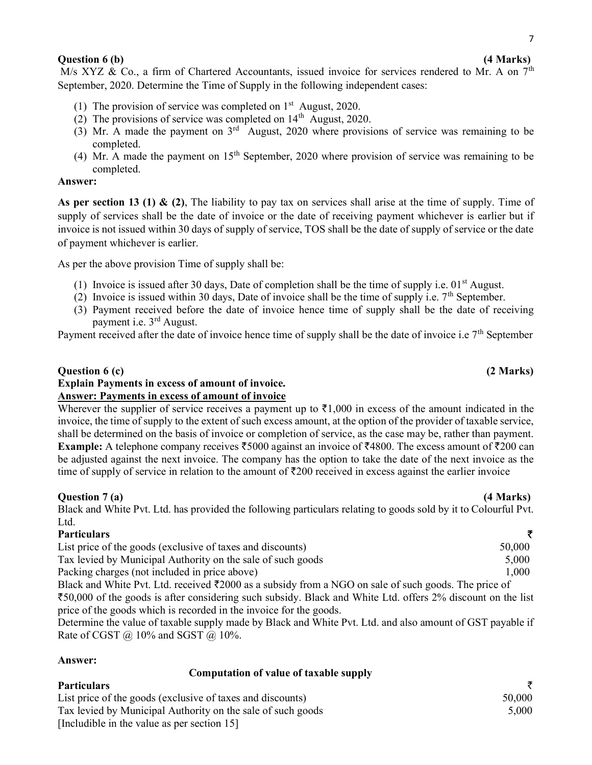**Question 6 (b)** **(4 Marks)**

M/s XYZ & Co., a firm of Chartered Accountants, issued invoice for services rendered to Mr. A on 7th September, 2020. Determine the Time of Supply in the following independent cases:

1. The provision of service was completed on 1st August, 2020.
2. The provisions of service was completed on 14th August, 2020.
3. Mr. A made the payment on 3rd August, 2020 where provisions of service was remaining to be completed.
4. Mr. A made the payment on 15th September, 2020 where provision of service was remaining to be completed.

**Answer:**

**As per section 13 (1) & (2)**, The liability to pay tax on services shall arise at the time of supply. Time of supply of services shall be the date of invoice or the date of receiving payment whichever is earlier but if invoice is not issued within 30 days of supply of service, TOS shall be the date of supply of service or the date of payment whichever is earlier.

As per the above provision Time of supply shall be:

1. Invoice is issued after 30 days, Date of completion shall be the time of supply i.e. 01st August.
2. Invoice is issued within 30 days, Date of invoice shall be the time of supply i.e. 7th September.
3. Payment received before the date of invoice hence time of supply shall be the date of receiving payment i.e. 3rd August.

Payment received after the date of invoice hence time of supply shall be the date of invoice i.e 7th September

**Question 6 (c)** **(2 Marks)**

**Explain Payments in excess of amount of invoice.**

**<u>Answer: Payments in excess of amount of invoice</u>**

Wherever the supplier of service receives a payment up to ₹1,000 in excess of the amount indicated in the invoice, the time of supply to the extent of such excess amount, at the option of the provider of taxable service, shall be determined on the basis of invoice or completion of service, as the case may be, rather than payment. **Example:** A telephone company receives ₹5000 against an invoice of ₹4800. The excess amount of ₹200 can be adjusted against the next invoice. The company has the option to take the date of the next invoice as the time of supply of service in relation to the amount of ₹200 received in excess against the earlier invoice

**Question 7 (a)** **(4 Marks)**

Black and White Pvt. Ltd. has provided the following particulars relating to goods sold by it to Colourful Pvt. Ltd.

| **Particulars** | **₹** |
|---|---|
| List price of the goods (exclusive of taxes and discounts) | 50,000 |
| Tax levied by Municipal Authority on the sale of such goods | 5,000 |
| Packing charges (not included in price above) | 1,000 |

Black and White Pvt. Ltd. received ₹2000 as a subsidy from a NGO on sale of such goods. The price of ₹50,000 of the goods is after considering such subsidy. Black and White Ltd. offers 2% discount on the list price of the goods which is recorded in the invoice for the goods.

Determine the value of taxable supply made by Black and White Pvt. Ltd. and also amount of GST payable if Rate of CGST @ 10% and SGST @ 10%.

**Answer:**

**Computation of value of taxable supply**

| **Particulars** | **₹** |
|---|---|
| List price of the goods (exclusive of taxes and discounts) | 50,000 |
| Tax levied by Municipal Authority on the sale of such goods [Includible in the value as per section 15] | 5,000 |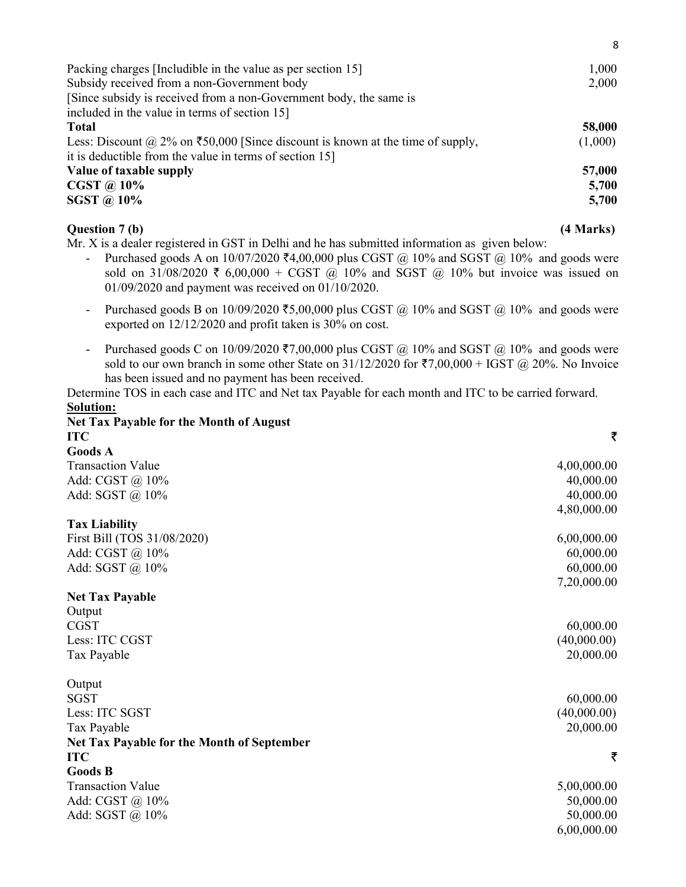| | |
|---|---|
| Packing charges [Includible in the value as per section 15] | 1,000 |
| Subsidy received from a non-Government body [Since subsidy is received from a non-Government body, the same is included in the value in terms of section 15] | 2,000 |
| **Total** | **58,000** |
| Less: Discount @ 2% on ₹50,000 [Since discount is known at the time of supply, it is deductible from the value in terms of section 15] | (1,000) |
| **Value of taxable supply** | **57,000** |
| **CGST @ 10%** | **5,700** |
| **SGST @ 10%** | **5,700** |

**Question 7 (b) (4 Marks)**

Mr. X is a dealer registered in GST in Delhi and he has submitted information as given below:

- Purchased goods A on 10/07/2020 ₹4,00,000 plus CGST @ 10% and SGST @ 10% and goods were sold on 31/08/2020 ₹ 6,00,000 + CGST @ 10% and SGST @ 10% but invoice was issued on 01/09/2020 and payment was received on 01/10/2020.
- Purchased goods B on 10/09/2020 ₹5,00,000 plus CGST @ 10% and SGST @ 10% and goods were exported on 12/12/2020 and profit taken is 30% on cost.
- Purchased goods C on 10/09/2020 ₹7,00,000 plus CGST @ 10% and SGST @ 10% and goods were sold to our own branch in some other State on 31/12/2020 for ₹7,00,000 + IGST @ 20%. No Invoice has been issued and no payment has been received.

Determine TOS in each case and ITC and Net tax Payable for each month and ITC to be carried forward.

**Solution:**

**Net Tax Payable for the Month of August**

| | |
|---|---|
| **ITC** | ₹ |
| **Goods A** | |
| Transaction Value | 4,00,000.00 |
| Add: CGST @ 10% | 40,000.00 |
| Add: SGST @ 10% | 40,000.00 |
| | 4,80,000.00 |
| **Tax Liability** | |
| First Bill (TOS 31/08/2020) | 6,00,000.00 |
| Add: CGST @ 10% | 60,000.00 |
| Add: SGST @ 10% | 60,000.00 |
| | 7,20,000.00 |
| **Net Tax Payable** | |
| Output | |
| CGST | 60,000.00 |
| Less: ITC CGST | (40,000.00) |
| Tax Payable | 20,000.00 |
| | |
| Output | |
| SGST | 60,000.00 |
| Less: ITC SGST | (40,000.00) |
| Tax Payable | 20,000.00 |

**Net Tax Payable for the Month of September**

| | |
|---|---|
| **ITC** | ₹ |
| **Goods B** | |
| Transaction Value | 5,00,000.00 |
| Add: CGST @ 10% | 50,000.00 |
| Add: SGST @ 10% | 50,000.00 |
| | 6,00,000.00 |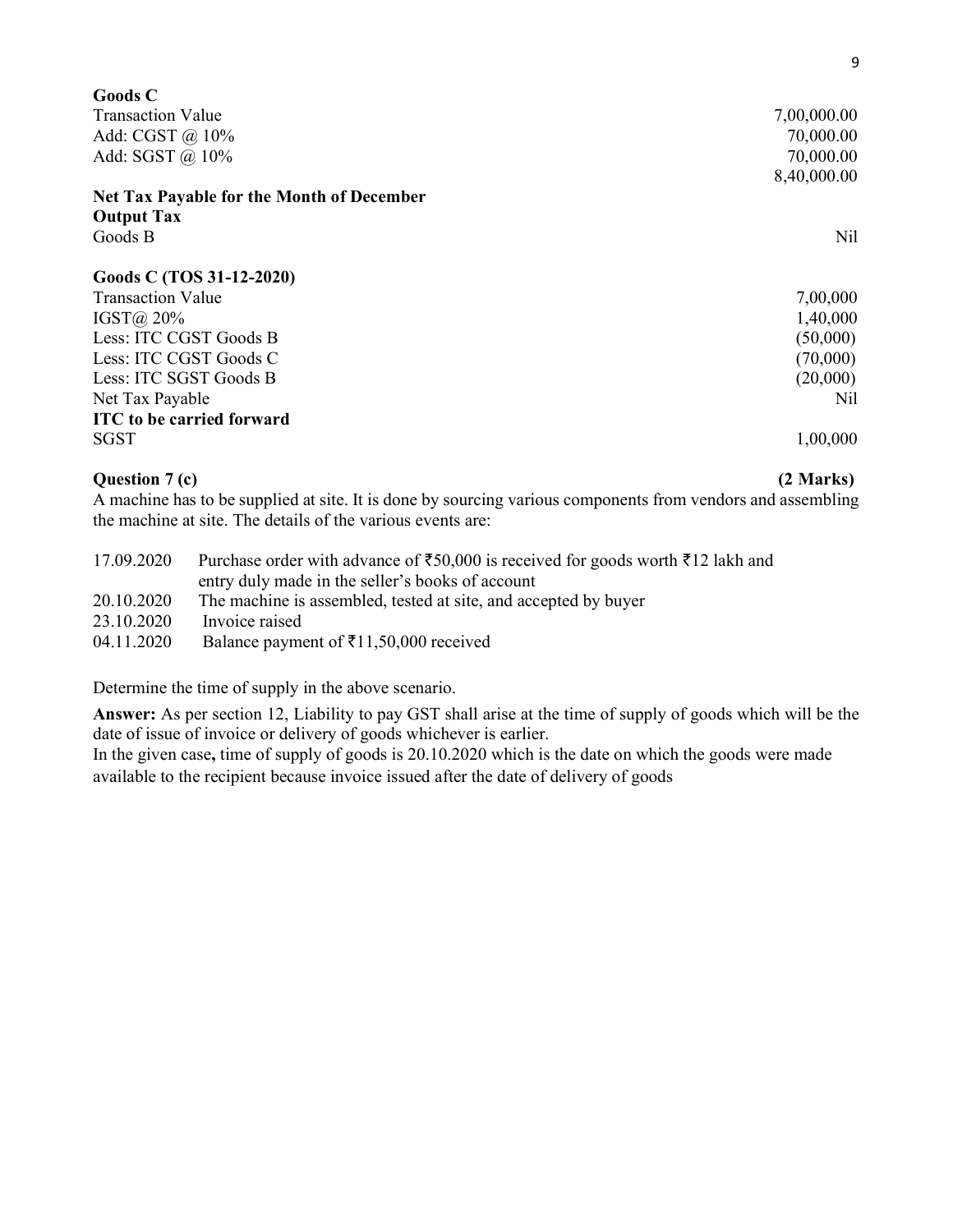**Goods C**

| | |
|---|---|
| Transaction Value | 7,00,000.00 |
| Add: CGST @ 10% | 70,000.00 |
| Add: SGST @ 10% | 70,000.00 |
| | 8,40,000.00 |

**Net Tax Payable for the Month of December**

**Output Tax**

| | |
|---|---|
| Goods B | Nil |

**Goods C (TOS 31-12-2020)**

| | |
|---|---|
| Transaction Value | 7,00,000 |
| IGST@ 20% | 1,40,000 |
| Less: ITC CGST Goods B | (50,000) |
| Less: ITC CGST Goods C | (70,000) |
| Less: ITC SGST Goods B | (20,000) |
| Net Tax Payable | Nil |
| **ITC to be carried forward** | |
| SGST | 1,00,000 |

**Question 7 (c)** **(2 Marks)**

A machine has to be supplied at site. It is done by sourcing various components from vendors and assembling the machine at site. The details of the various events are:

| | |
|---|---|
| 17.09.2020 | Purchase order with advance of ₹50,000 is received for goods worth ₹12 lakh and entry duly made in the seller's books of account |
| 20.10.2020 | The machine is assembled, tested at site, and accepted by buyer |
| 23.10.2020 | Invoice raised |
| 04.11.2020 | Balance payment of ₹11,50,000 received |

Determine the time of supply in the above scenario.

**Answer:** As per section 12, Liability to pay GST shall arise at the time of supply of goods which will be the date of issue of invoice or delivery of goods whichever is earlier.

In the given case**,** time of supply of goods is 20.10.2020 which is the date on which the goods were made available to the recipient because invoice issued after the date of delivery of goods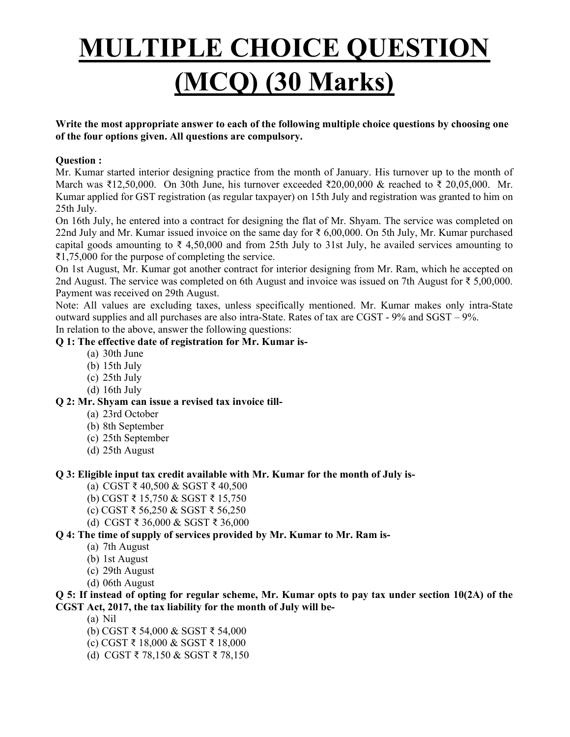# MULTIPLE CHOICE QUESTION (MCQ) (30 Marks)

**Write the most appropriate answer to each of the following multiple choice questions by choosing one of the four options given. All questions are compulsory.**

**Question :**

Mr. Kumar started interior designing practice from the month of January. His turnover up to the month of March was ₹12,50,000. On 30th June, his turnover exceeded ₹20,00,000 & reached to ₹ 20,05,000. Mr. Kumar applied for GST registration (as regular taxpayer) on 15th July and registration was granted to him on 25th July.

On 16th July, he entered into a contract for designing the flat of Mr. Shyam. The service was completed on 22nd July and Mr. Kumar issued invoice on the same day for ₹ 6,00,000. On 5th July, Mr. Kumar purchased capital goods amounting to ₹ 4,50,000 and from 25th July to 31st July, he availed services amounting to ₹1,75,000 for the purpose of completing the service.

On 1st August, Mr. Kumar got another contract for interior designing from Mr. Ram, which he accepted on 2nd August. The service was completed on 6th August and invoice was issued on 7th August for ₹ 5,00,000. Payment was received on 29th August.

Note: All values are excluding taxes, unless specifically mentioned. Mr. Kumar makes only intra-State outward supplies and all purchases are also intra-State. Rates of tax are CGST - 9% and SGST – 9%.

In relation to the above, answer the following questions:

**Q 1: The effective date of registration for Mr. Kumar is-**

(a) 30th June
(b) 15th July
(c) 25th July
(d) 16th July

**Q 2: Mr. Shyam can issue a revised tax invoice till-**

(a) 23rd October
(b) 8th September
(c) 25th September
(d) 25th August

**Q 3: Eligible input tax credit available with Mr. Kumar for the month of July is-**

(a) CGST ₹ 40,500 & SGST ₹ 40,500
(b) CGST ₹ 15,750 & SGST ₹ 15,750
(c) CGST ₹ 56,250 & SGST ₹ 56,250
(d) CGST ₹ 36,000 & SGST ₹ 36,000

**Q 4: The time of supply of services provided by Mr. Kumar to Mr. Ram is-**

(a) 7th August
(b) 1st August
(c) 29th August
(d) 06th August

**Q 5: If instead of opting for regular scheme, Mr. Kumar opts to pay tax under section 10(2A) of the CGST Act, 2017, the tax liability for the month of July will be-**

(a) Nil
(b) CGST ₹ 54,000 & SGST ₹ 54,000
(c) CGST ₹ 18,000 & SGST ₹ 18,000
(d) CGST ₹ 78,150 & SGST ₹ 78,150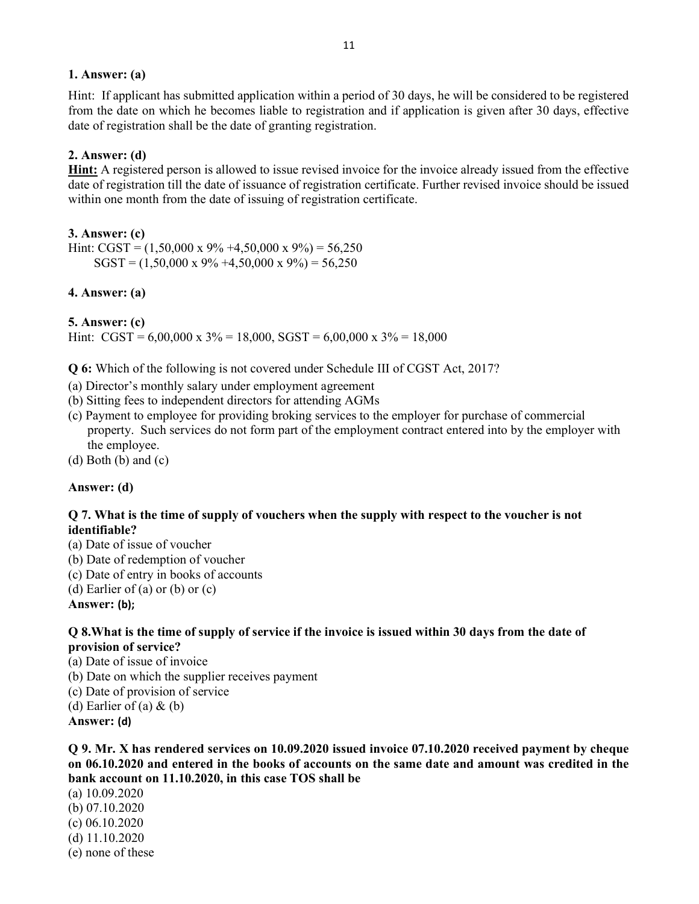**1. Answer: (a)**

Hint: If applicant has submitted application within a period of 30 days, he will be considered to be registered from the date on which he becomes liable to registration and if application is given after 30 days, effective date of registration shall be the date of granting registration.

**2. Answer: (d)**

**Hint:** A registered person is allowed to issue revised invoice for the invoice already issued from the effective date of registration till the date of issuance of registration certificate. Further revised invoice should be issued within one month from the date of issuing of registration certificate.

**3. Answer: (c)**

Hint: CGST = (1,50,000 x 9% +4,50,000 x 9%) = 56,250
SGST = (1,50,000 x 9% +4,50,000 x 9%) = 56,250

**4. Answer: (a)**

**5. Answer: (c)**

Hint: CGST = 6,00,000 x 3% = 18,000, SGST = 6,00,000 x 3% = 18,000

**Q 6:** Which of the following is not covered under Schedule III of CGST Act, 2017?

(a) Director's monthly salary under employment agreement
(b) Sitting fees to independent directors for attending AGMs
(c) Payment to employee for providing broking services to the employer for purchase of commercial property. Such services do not form part of the employment contract entered into by the employer with the employee.
(d) Both (b) and (c)

**Answer: (d)**

**Q 7. What is the time of supply of vouchers when the supply with respect to the voucher is not identifiable?**

(a) Date of issue of voucher
(b) Date of redemption of voucher
(c) Date of entry in books of accounts
(d) Earlier of (a) or (b) or (c)

**Answer: (b);**

**Q 8.What is the time of supply of service if the invoice is issued within 30 days from the date of provision of service?**

(a) Date of issue of invoice
(b) Date on which the supplier receives payment
(c) Date of provision of service
(d) Earlier of (a) & (b)

**Answer: (d)**

**Q 9. Mr. X has rendered services on 10.09.2020 issued invoice 07.10.2020 received payment by cheque on 06.10.2020 and entered in the books of accounts on the same date and amount was credited in the bank account on 11.10.2020, in this case TOS shall be**

(a) 10.09.2020
(b) 07.10.2020
(c) 06.10.2020
(d) 11.10.2020
(e) none of these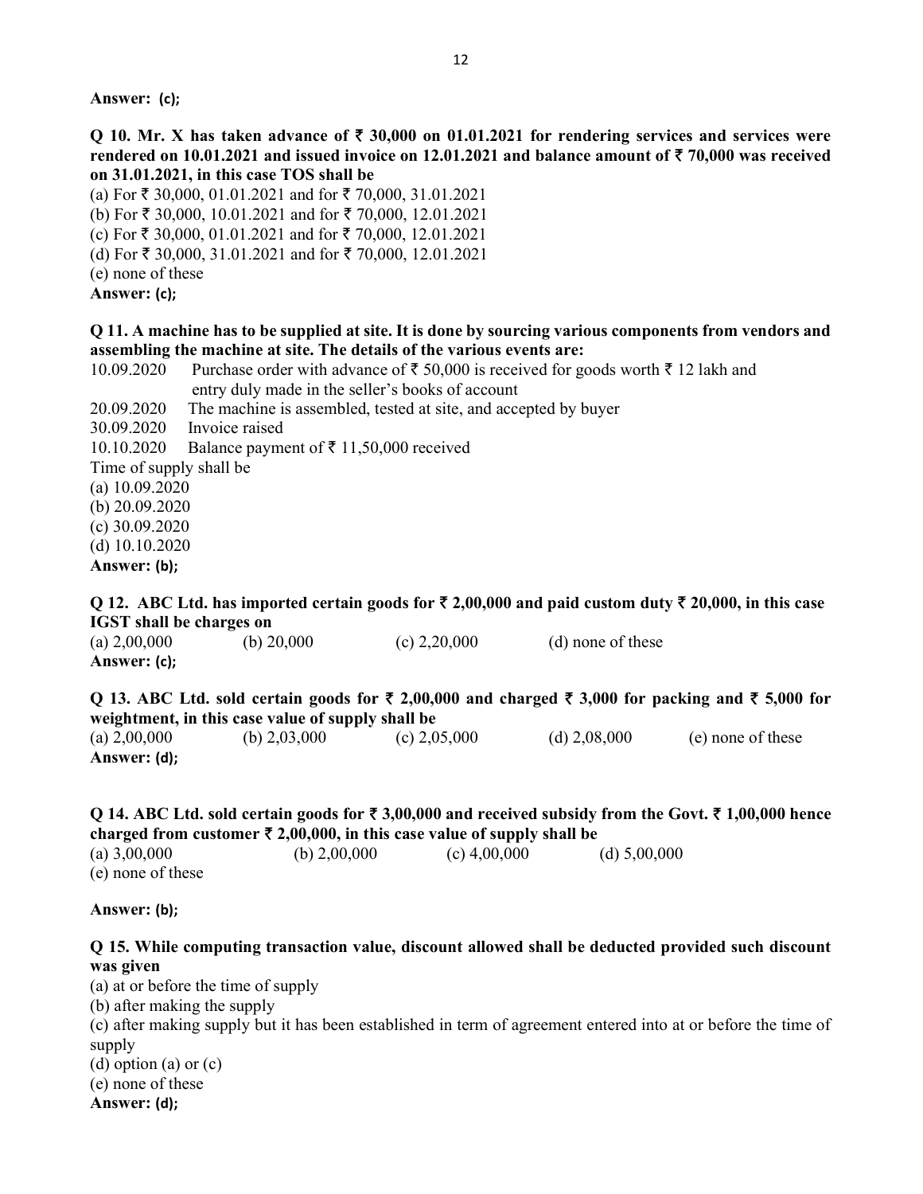**Answer: (c);**

**Q 10. Mr. X has taken advance of ₹ 30,000 on 01.01.2021 for rendering services and services were rendered on 10.01.2021 and issued invoice on 12.01.2021 and balance amount of ₹ 70,000 was received on 31.01.2021, in this case TOS shall be**

(a) For ₹ 30,000, 01.01.2021 and for ₹ 70,000, 31.01.2021
(b) For ₹ 30,000, 10.01.2021 and for ₹ 70,000, 12.01.2021
(c) For ₹ 30,000, 01.01.2021 and for ₹ 70,000, 12.01.2021
(d) For ₹ 30,000, 31.01.2021 and for ₹ 70,000, 12.01.2021
(e) none of these

**Answer: (c);**

**Q 11. A machine has to be supplied at site. It is done by sourcing various components from vendors and assembling the machine at site. The details of the various events are:**

10.09.2020 Purchase order with advance of ₹ 50,000 is received for goods worth ₹ 12 lakh and entry duly made in the seller's books of account
20.09.2020 The machine is assembled, tested at site, and accepted by buyer
30.09.2020 Invoice raised
10.10.2020 Balance payment of ₹ 11,50,000 received

Time of supply shall be

(a) 10.09.2020
(b) 20.09.2020
(c) 30.09.2020
(d) 10.10.2020

**Answer: (b);**

**Q 12. ABC Ltd. has imported certain goods for ₹ 2,00,000 and paid custom duty ₹ 20,000, in this case IGST shall be charges on**

(a) 2,00,000 (b) 20,000 (c) 2,20,000 (d) none of these

**Answer: (c);**

**Q 13. ABC Ltd. sold certain goods for ₹ 2,00,000 and charged ₹ 3,000 for packing and ₹ 5,000 for weightment, in this case value of supply shall be**

(a) 2,00,000 (b) 2,03,000 (c) 2,05,000 (d) 2,08,000 (e) none of these

**Answer: (d);**

**Q 14. ABC Ltd. sold certain goods for ₹ 3,00,000 and received subsidy from the Govt. ₹ 1,00,000 hence charged from customer ₹ 2,00,000, in this case value of supply shall be**

(a) 3,00,000 (b) 2,00,000 (c) 4,00,000 (d) 5,00,000
(e) none of these

**Answer: (b);**

**Q 15. While computing transaction value, discount allowed shall be deducted provided such discount was given**

(a) at or before the time of supply
(b) after making the supply
(c) after making supply but it has been established in term of agreement entered into at or before the time of supply
(d) option (a) or (c)
(e) none of these

**Answer: (d);**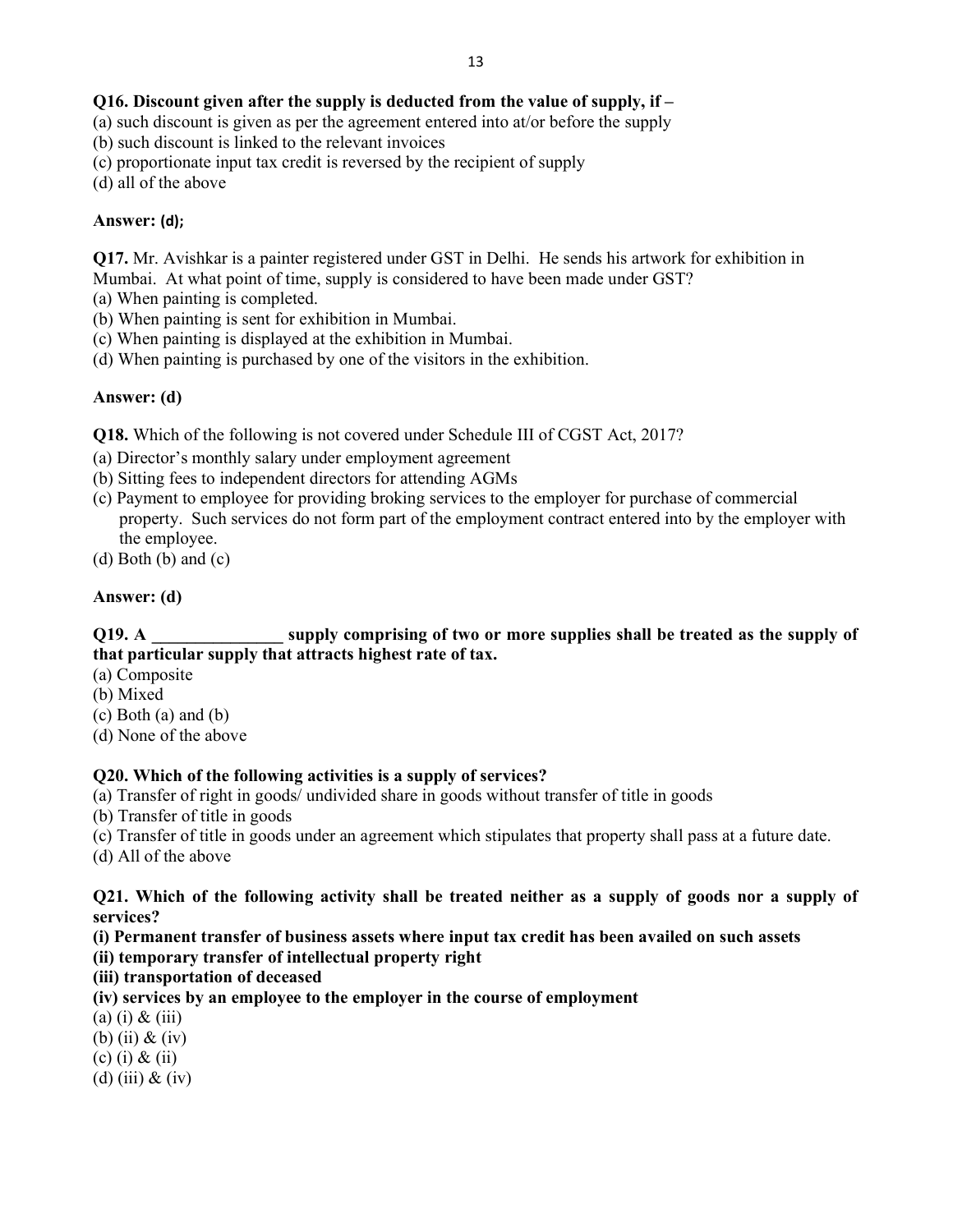**Q16. Discount given after the supply is deducted from the value of supply, if –**

(a) such discount is given as per the agreement entered into at/or before the supply
(b) such discount is linked to the relevant invoices
(c) proportionate input tax credit is reversed by the recipient of supply
(d) all of the above

**Answer: (d);**

**Q17.** Mr. Avishkar is a painter registered under GST in Delhi. He sends his artwork for exhibition in Mumbai. At what point of time, supply is considered to have been made under GST?

(a) When painting is completed.
(b) When painting is sent for exhibition in Mumbai.
(c) When painting is displayed at the exhibition in Mumbai.
(d) When painting is purchased by one of the visitors in the exhibition.

**Answer: (d)**

**Q18.** Which of the following is not covered under Schedule III of CGST Act, 2017?

(a) Director's monthly salary under employment agreement
(b) Sitting fees to independent directors for attending AGMs
(c) Payment to employee for providing broking services to the employer for purchase of commercial property. Such services do not form part of the employment contract entered into by the employer with the employee.
(d) Both (b) and (c)

**Answer: (d)**

**Q19. A _______________ supply comprising of two or more supplies shall be treated as the supply of that particular supply that attracts highest rate of tax.**

(a) Composite
(b) Mixed
(c) Both (a) and (b)
(d) None of the above

**Q20. Which of the following activities is a supply of services?**

(a) Transfer of right in goods/ undivided share in goods without transfer of title in goods
(b) Transfer of title in goods
(c) Transfer of title in goods under an agreement which stipulates that property shall pass at a future date.
(d) All of the above

**Q21. Which of the following activity shall be treated neither as a supply of goods nor a supply of services?**

**(i) Permanent transfer of business assets where input tax credit has been availed on such assets**
**(ii) temporary transfer of intellectual property right**
**(iii) transportation of deceased**
**(iv) services by an employee to the employer in the course of employment**

(a) (i) & (iii)
(b) (ii) & (iv)
(c) (i) & (ii)
(d) (iii) & (iv)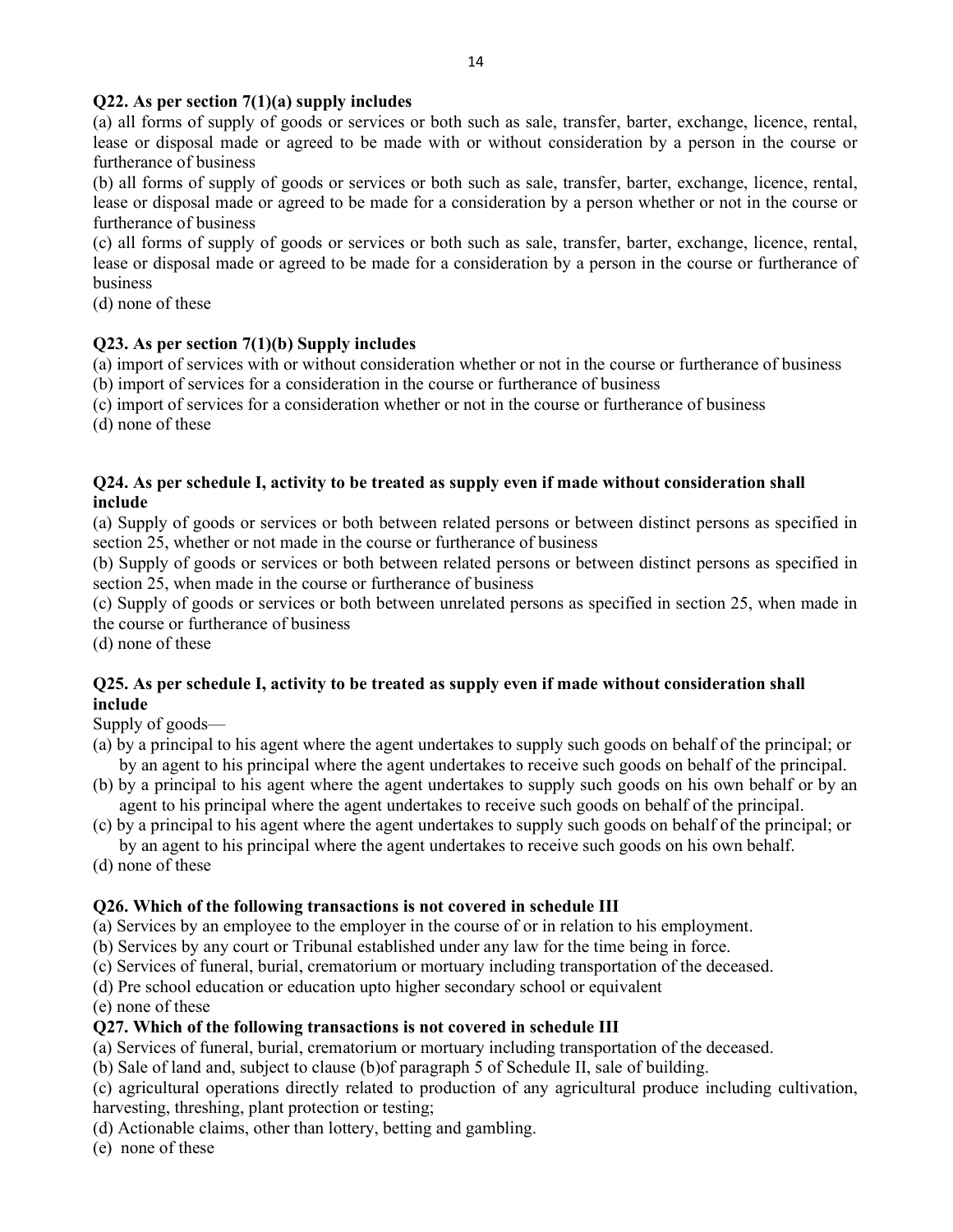**Q22. As per section 7(1)(a) supply includes**

(a) all forms of supply of goods or services or both such as sale, transfer, barter, exchange, licence, rental, lease or disposal made or agreed to be made with or without consideration by a person in the course or furtherance of business

(b) all forms of supply of goods or services or both such as sale, transfer, barter, exchange, licence, rental, lease or disposal made or agreed to be made for a consideration by a person whether or not in the course or furtherance of business

(c) all forms of supply of goods or services or both such as sale, transfer, barter, exchange, licence, rental, lease or disposal made or agreed to be made for a consideration by a person in the course or furtherance of business

(d) none of these

**Q23. As per section 7(1)(b) Supply includes**

(a) import of services with or without consideration whether or not in the course or furtherance of business

(b) import of services for a consideration in the course or furtherance of business

(c) import of services for a consideration whether or not in the course or furtherance of business

(d) none of these

**Q24. As per schedule I, activity to be treated as supply even if made without consideration shall include**

(a) Supply of goods or services or both between related persons or between distinct persons as specified in section 25, whether or not made in the course or furtherance of business

(b) Supply of goods or services or both between related persons or between distinct persons as specified in section 25, when made in the course or furtherance of business

(c) Supply of goods or services or both between unrelated persons as specified in section 25, when made in the course or furtherance of business

(d) none of these

**Q25. As per schedule I, activity to be treated as supply even if made without consideration shall include**

Supply of goods—

(a) by a principal to his agent where the agent undertakes to supply such goods on behalf of the principal; or by an agent to his principal where the agent undertakes to receive such goods on behalf of the principal.

(b) by a principal to his agent where the agent undertakes to supply such goods on his own behalf or by an agent to his principal where the agent undertakes to receive such goods on behalf of the principal.

(c) by a principal to his agent where the agent undertakes to supply such goods on behalf of the principal; or by an agent to his principal where the agent undertakes to receive such goods on his own behalf.

(d) none of these

**Q26. Which of the following transactions is not covered in schedule III**

(a) Services by an employee to the employer in the course of or in relation to his employment.

(b) Services by any court or Tribunal established under any law for the time being in force.

(c) Services of funeral, burial, crematorium or mortuary including transportation of the deceased.

(d) Pre school education or education upto higher secondary school or equivalent

(e) none of these

**Q27. Which of the following transactions is not covered in schedule III**

(a) Services of funeral, burial, crematorium or mortuary including transportation of the deceased.

(b) Sale of land and, subject to clause (b)of paragraph 5 of Schedule II, sale of building.

(c) agricultural operations directly related to production of any agricultural produce including cultivation, harvesting, threshing, plant protection or testing;

(d) Actionable claims, other than lottery, betting and gambling.

(e) none of these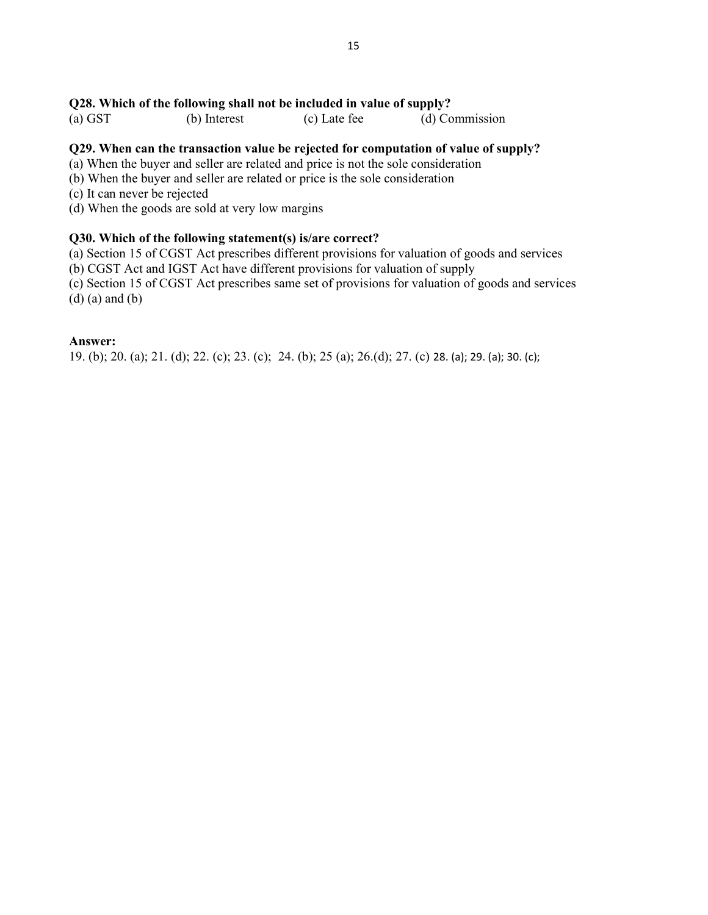**Q28. Which of the following shall not be included in value of supply?**

(a) GST (b) Interest (c) Late fee (d) Commission

**Q29. When can the transaction value be rejected for computation of value of supply?**

(a) When the buyer and seller are related and price is not the sole consideration
(b) When the buyer and seller are related or price is the sole consideration
(c) It can never be rejected
(d) When the goods are sold at very low margins

**Q30. Which of the following statement(s) is/are correct?**

(a) Section 15 of CGST Act prescribes different provisions for valuation of goods and services
(b) CGST Act and IGST Act have different provisions for valuation of supply
(c) Section 15 of CGST Act prescribes same set of provisions for valuation of goods and services
(d) (a) and (b)

**Answer:**

19. (b); 20. (a); 21. (d); 22. (c); 23. (c); 24. (b); 25 (a); 26.(d); 27. (c) 28. (a); 29. (a); 30. (c);